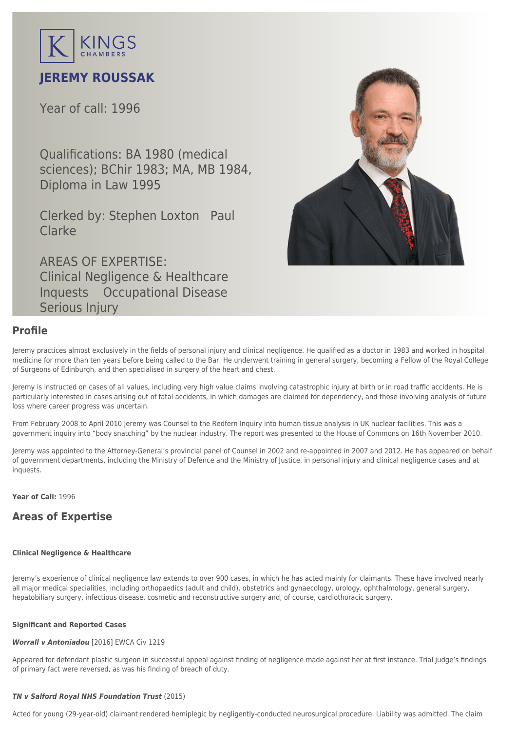KINGS CHAMBERS

# JEREMY ROUSSAK

Year of call: 1996

Qualifications: BA 1980 (medical sciences); BChir 1983; MA, MB 1984, Diploma in Law 1995

Clerked by: Stephen Loxton Paul Clarke

AREAS OF EXPERTISE:
Clinical Negligence & Healthcare
Inquests Occupational Disease
Serious Injury

## Profile

Jeremy practices almost exclusively in the fields of personal injury and clinical negligence. He qualified as a doctor in 1983 and worked in hospital medicine for more than ten years before being called to the Bar. He underwent training in general surgery, becoming a Fellow of the Royal College of Surgeons of Edinburgh, and then specialised in surgery of the heart and chest.

Jeremy is instructed on cases of all values, including very high value claims involving catastrophic injury at birth or in road traffic accidents. He is particularly interested in cases arising out of fatal accidents, in which damages are claimed for dependency, and those involving analysis of future loss where career progress was uncertain.

From February 2008 to April 2010 Jeremy was Counsel to the Redfern Inquiry into human tissue analysis in UK nuclear facilities. This was a government inquiry into "body snatching" by the nuclear industry. The report was presented to the House of Commons on 16th November 2010.

Jeremy was appointed to the Attorney-General's provincial panel of Counsel in 2002 and re-appointed in 2007 and 2012. He has appeared on behalf of government departments, including the Ministry of Defence and the Ministry of Justice, in personal injury and clinical negligence cases and at inquests.

**Year of Call:** 1996

## Areas of Expertise

#### Clinical Negligence & Healthcare

Jeremy's experience of clinical negligence law extends to over 900 cases, in which he has acted mainly for claimants. These have involved nearly all major medical specialities, including orthopaedics (adult and child), obstetrics and gynaecology, urology, ophthalmology, general surgery, hepatobiliary surgery, infectious disease, cosmetic and reconstructive surgery and, of course, cardiothoracic surgery.

#### Significant and Reported Cases

***Worrall v Antoniadou*** [2016] EWCA Civ 1219

Appeared for defendant plastic surgeon in successful appeal against finding of negligence made against her at first instance. Trial judge's findings of primary fact were reversed, as was his finding of breach of duty.

***TN v Salford Royal NHS Foundation Trust*** (2015)

Acted for young (29-year-old) claimant rendered hemiplegic by negligently-conducted neurosurgical procedure. Liability was admitted. The claim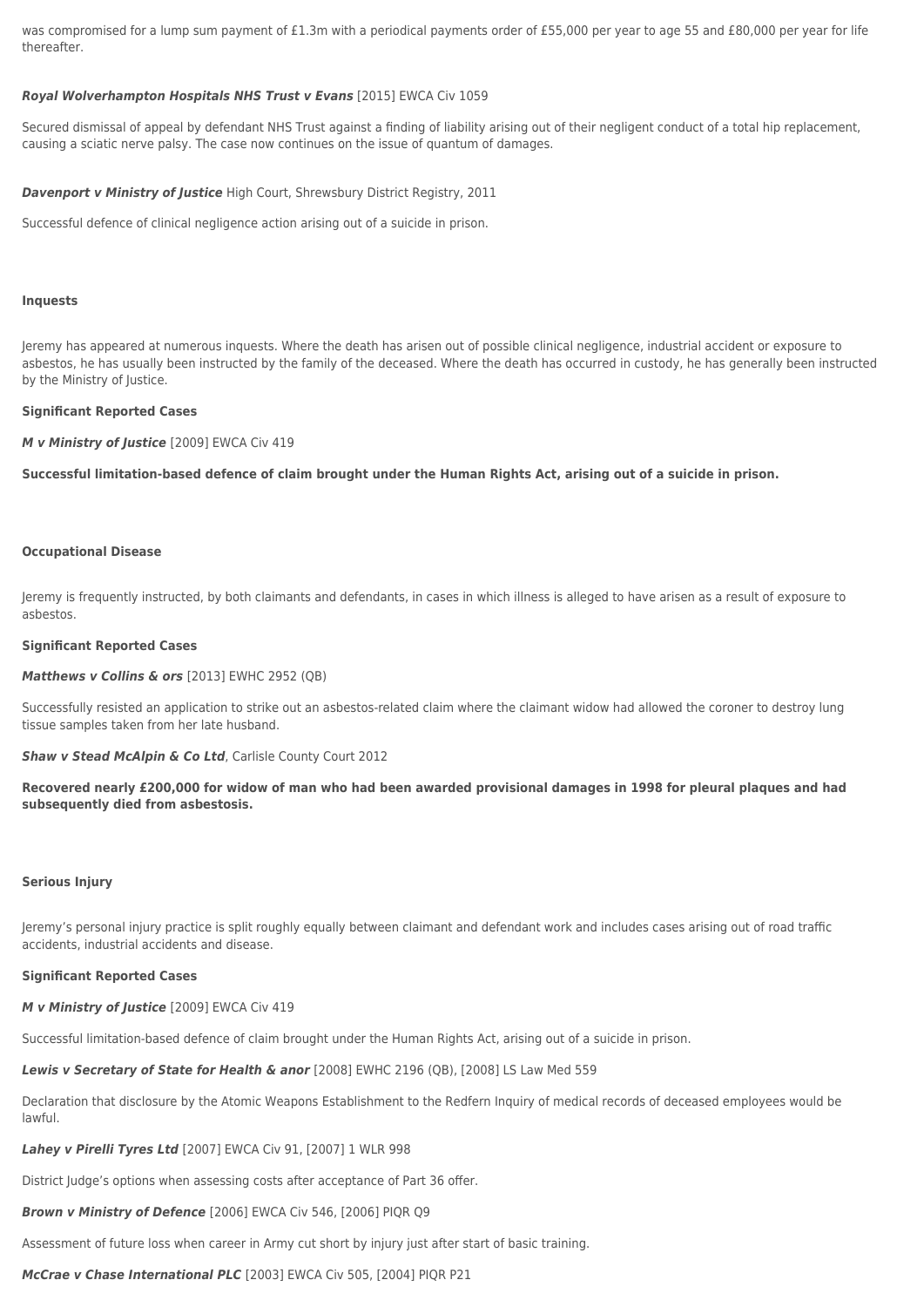was compromised for a lump sum payment of £1.3m with a periodical payments order of £55,000 per year to age 55 and £80,000 per year for life thereafter.

***Royal Wolverhampton Hospitals NHS Trust v Evans*** [2015] EWCA Civ 1059

Secured dismissal of appeal by defendant NHS Trust against a finding of liability arising out of their negligent conduct of a total hip replacement, causing a sciatic nerve palsy. The case now continues on the issue of quantum of damages.

***Davenport v Ministry of Justice*** High Court, Shrewsbury District Registry, 2011

Successful defence of clinical negligence action arising out of a suicide in prison.

**Inquests**

Jeremy has appeared at numerous inquests. Where the death has arisen out of possible clinical negligence, industrial accident or exposure to asbestos, he has usually been instructed by the family of the deceased. Where the death has occurred in custody, he has generally been instructed by the Ministry of Justice.

**Significant Reported Cases**

***M v Ministry of Justice*** [2009] EWCA Civ 419

**Successful limitation-based defence of claim brought under the Human Rights Act, arising out of a suicide in prison.**

**Occupational Disease**

Jeremy is frequently instructed, by both claimants and defendants, in cases in which illness is alleged to have arisen as a result of exposure to asbestos.

**Significant Reported Cases**

***Matthews v Collins & ors*** [2013] EWHC 2952 (QB)

Successfully resisted an application to strike out an asbestos-related claim where the claimant widow had allowed the coroner to destroy lung tissue samples taken from her late husband.

***Shaw v Stead McAlpin & Co Ltd***, Carlisle County Court 2012

**Recovered nearly £200,000 for widow of man who had been awarded provisional damages in 1998 for pleural plaques and had subsequently died from asbestosis.**

**Serious Injury**

Jeremy's personal injury practice is split roughly equally between claimant and defendant work and includes cases arising out of road traffic accidents, industrial accidents and disease.

**Significant Reported Cases**

***M v Ministry of Justice*** [2009] EWCA Civ 419

Successful limitation-based defence of claim brought under the Human Rights Act, arising out of a suicide in prison.

***Lewis v Secretary of State for Health & anor*** [2008] EWHC 2196 (QB), [2008] LS Law Med 559

Declaration that disclosure by the Atomic Weapons Establishment to the Redfern Inquiry of medical records of deceased employees would be lawful.

***Lahey v Pirelli Tyres Ltd*** [2007] EWCA Civ 91, [2007] 1 WLR 998

District Judge's options when assessing costs after acceptance of Part 36 offer.

***Brown v Ministry of Defence*** [2006] EWCA Civ 546, [2006] PIQR Q9

Assessment of future loss when career in Army cut short by injury just after start of basic training.

***McCrae v Chase International PLC*** [2003] EWCA Civ 505, [2004] PIQR P21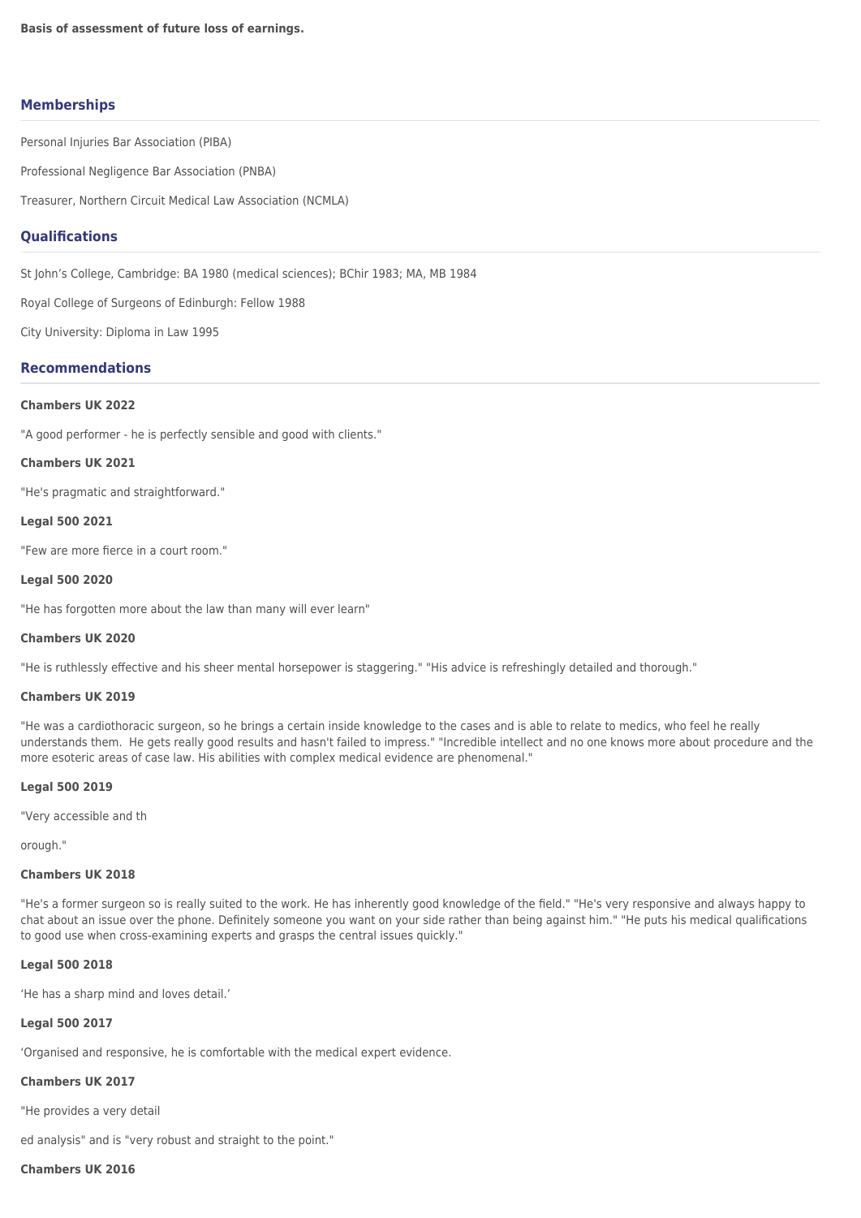**Basis of assessment of future loss of earnings.**

## Memberships

Personal Injuries Bar Association (PIBA)

Professional Negligence Bar Association (PNBA)

Treasurer, Northern Circuit Medical Law Association (NCMLA)

## Qualifications

St John's College, Cambridge: BA 1980 (medical sciences); BChir 1983; MA, MB 1984

Royal College of Surgeons of Edinburgh: Fellow 1988

City University: Diploma in Law 1995

## Recommendations

**Chambers UK 2022**

"A good performer - he is perfectly sensible and good with clients."

**Chambers UK 2021**

"He's pragmatic and straightforward."

**Legal 500 2021**

"Few are more fierce in a court room."

**Legal 500 2020**

"He has forgotten more about the law than many will ever learn"

**Chambers UK 2020**

"He is ruthlessly effective and his sheer mental horsepower is staggering." "His advice is refreshingly detailed and thorough."

**Chambers UK 2019**

"He was a cardiothoracic surgeon, so he brings a certain inside knowledge to the cases and is able to relate to medics, who feel he really understands them. He gets really good results and hasn't failed to impress." "Incredible intellect and no one knows more about procedure and the more esoteric areas of case law. His abilities with complex medical evidence are phenomenal."

**Legal 500 2019**

"Very accessible and thorough."

**Chambers UK 2018**

"He's a former surgeon so is really suited to the work. He has inherently good knowledge of the field." "He's very responsive and always happy to chat about an issue over the phone. Definitely someone you want on your side rather than being against him." "He puts his medical qualifications to good use when cross-examining experts and grasps the central issues quickly."

**Legal 500 2018**

'He has a sharp mind and loves detail.'

**Legal 500 2017**

'Organised and responsive, he is comfortable with the medical expert evidence.

**Chambers UK 2017**

"He provides a very detailed analysis" and is "very robust and straight to the point."

**Chambers UK 2016**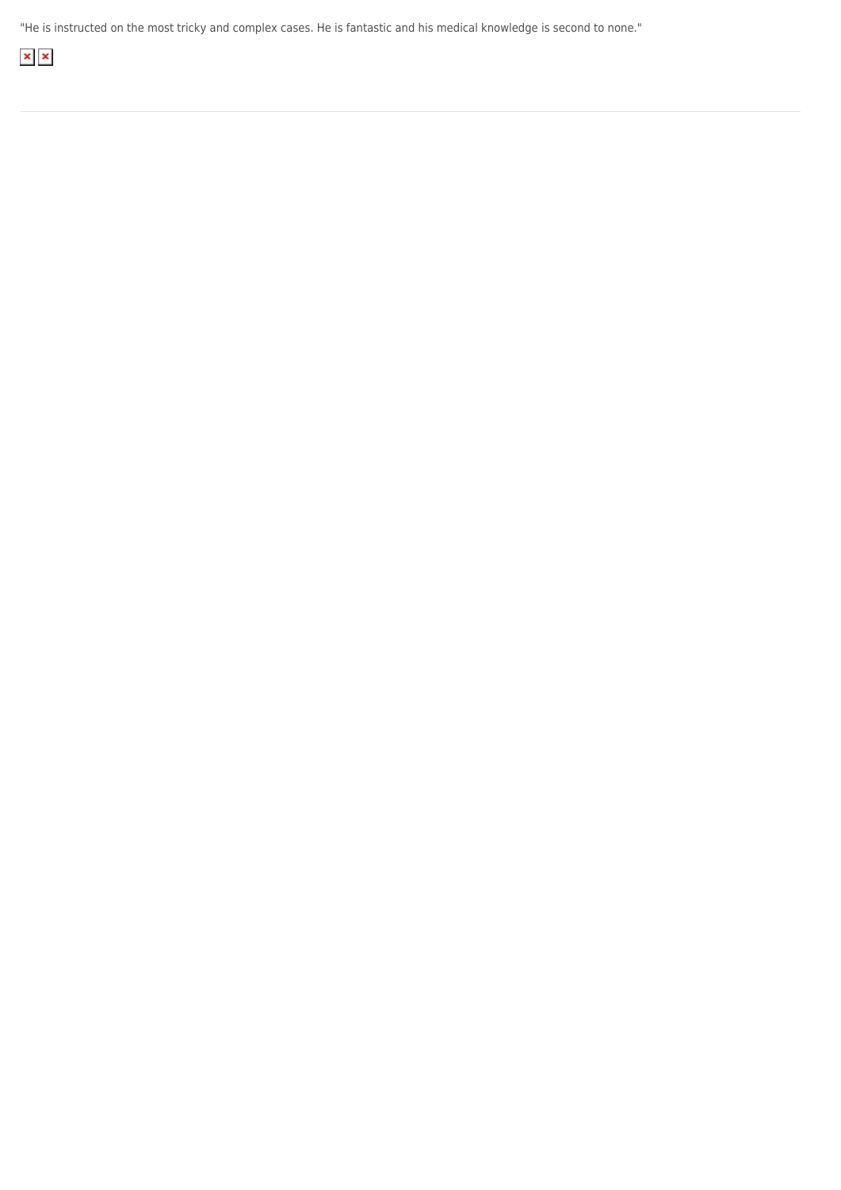"He is instructed on the most tricky and complex cases. He is fantastic and his medical knowledge is second to none."